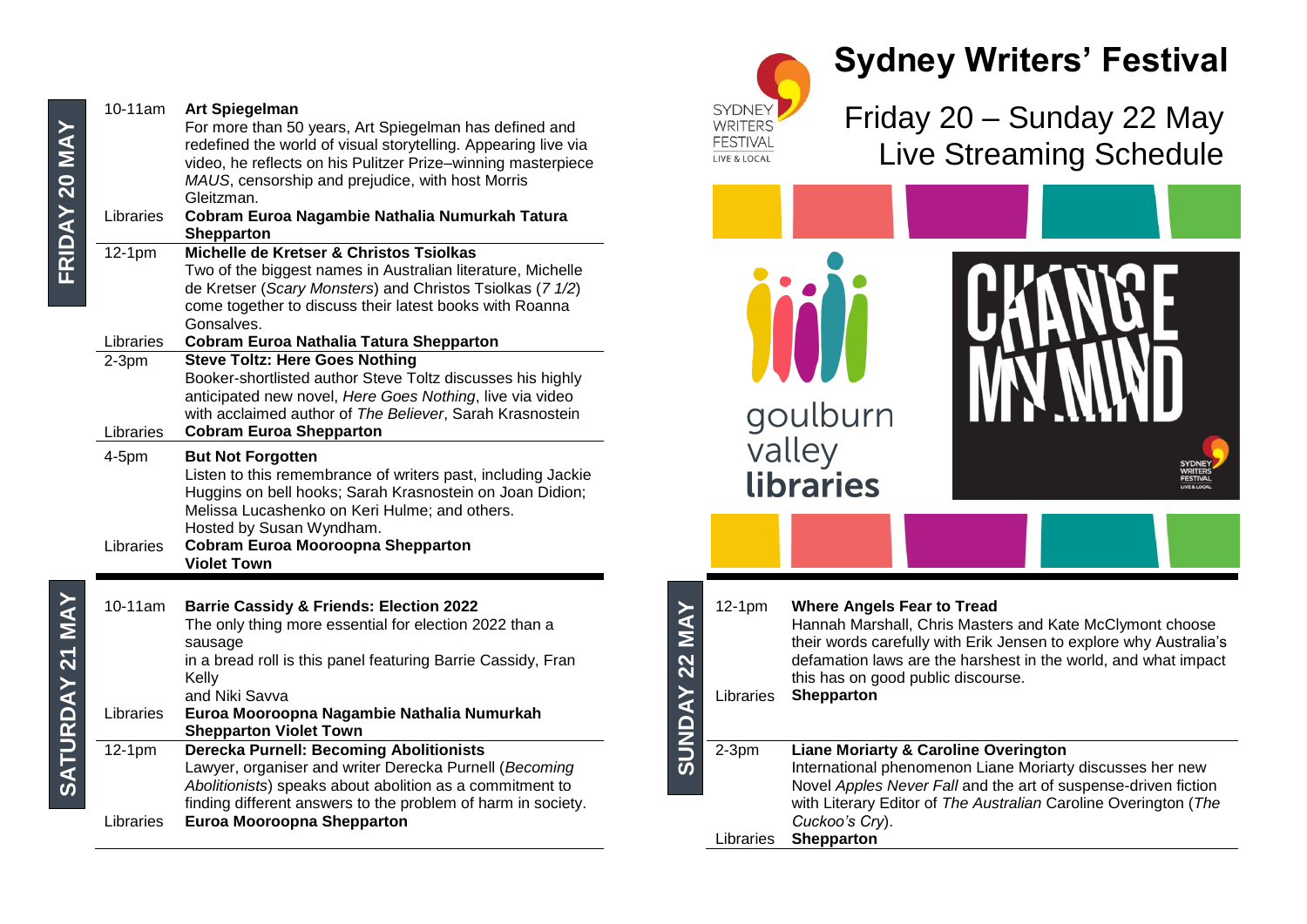# Sydney Writers' Festival

## Friday 20 – Sunday 22 May Live Streaming Schedule

goulburn valley libraries

CHANGE MY MIND

## FRIDAY 20 MAY

**10-11am — Art Spiegelman**

For more than 50 years, Art Spiegelman has defined and redefined the world of visual storytelling. Appearing live via video, he reflects on his Pulitzer Prize–winning masterpiece *MAUS*, censorship and prejudice, with host Morris Gleitzman.

Libraries: **Cobram Euroa Nagambie Nathalia Numurkah Tatura Shepparton**

**12-1pm — Michelle de Kretser & Christos Tsiolkas**

Two of the biggest names in Australian literature, Michelle de Kretser (*Scary Monsters*) and Christos Tsiolkas (*7 1/2*) come together to discuss their latest books with Roanna Gonsalves.

Libraries: **Cobram Euroa Nathalia Tatura Shepparton**

**2-3pm — Steve Toltz: Here Goes Nothing**

Booker-shortlisted author Steve Toltz discusses his highly anticipated new novel, *Here Goes Nothing*, live via video with acclaimed author of *The Believer*, Sarah Krasnostein

Libraries: **Cobram Euroa Shepparton**

**4-5pm — But Not Forgotten**

Listen to this remembrance of writers past, including Jackie Huggins on bell hooks; Sarah Krasnostein on Joan Didion; Melissa Lucashenko on Keri Hulme; and others. Hosted by Susan Wyndham.

Libraries: **Cobram Euroa Mooroopna Shepparton Violet Town**

## SATURDAY 21 MAY

**10-11am — Barrie Cassidy & Friends: Election 2022**

The only thing more essential for election 2022 than a sausage in a bread roll is this panel featuring Barrie Cassidy, Fran Kelly and Niki Savva

Libraries: **Euroa Mooroopna Nagambie Nathalia Numurkah Shepparton Violet Town**

**12-1pm — Derecka Purnell: Becoming Abolitionists**

Lawyer, organiser and writer Derecka Purnell (*Becoming Abolitionists*) speaks about abolition as a commitment to finding different answers to the problem of harm in society.

Libraries: **Euroa Mooroopna Shepparton**

## SUNDAY 22 MAY

**12-1pm — Where Angels Fear to Tread**

Hannah Marshall, Chris Masters and Kate McClymont choose their words carefully with Erik Jensen to explore why Australia's defamation laws are the harshest in the world, and what impact this has on good public discourse.

Libraries: **Shepparton**

**2-3pm — Liane Moriarty & Caroline Overington**

International phenomenon Liane Moriarty discusses her new Novel *Apples Never Fall* and the art of suspense-driven fiction with Literary Editor of *The Australian* Caroline Overington (*The Cuckoo's Cry*).

Libraries: **Shepparton**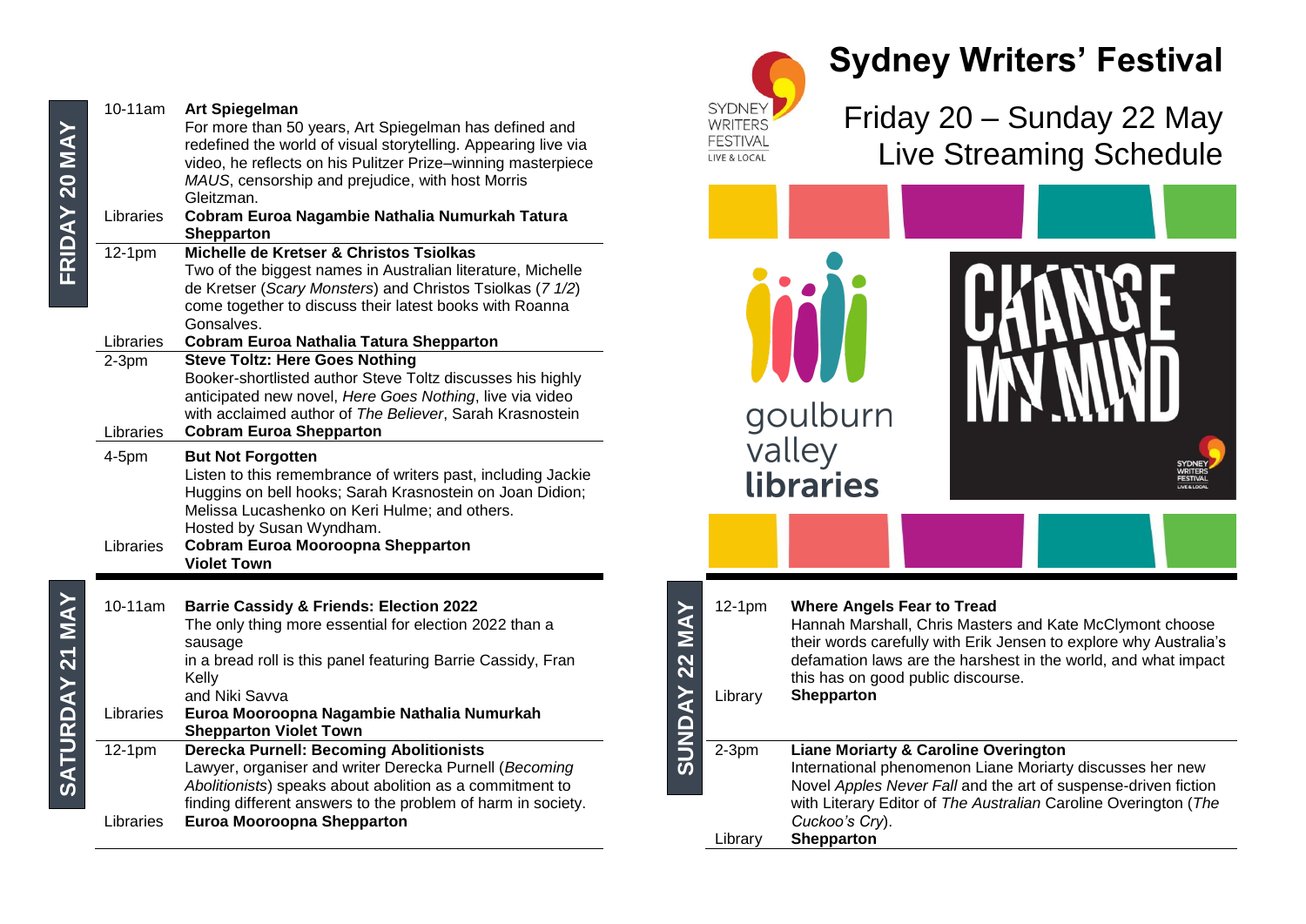# Sydney Writers' Festival

## Friday 20 – Sunday 22 May Live Streaming Schedule

goulburn valley libraries

CHANGE MY MIND

SYDNEY WRITERS FESTIVAL LIVE & LOCAL

## FRIDAY 20 MAY

| | |
|---|---|
| 10-11am | **Art Spiegelman** For more than 50 years, Art Spiegelman has defined and redefined the world of visual storytelling. Appearing live via video, he reflects on his Pulitzer Prize–winning masterpiece *MAUS*, censorship and prejudice, with host Morris Gleitzman. |
| Libraries | **Cobram Euroa Nagambie Nathalia Numurkah Tatura Shepparton** |
| 12-1pm | **Michelle de Kretser & Christos Tsiolkas** Two of the biggest names in Australian literature, Michelle de Kretser (*Scary Monsters*) and Christos Tsiolkas (*7 1/2*) come together to discuss their latest books with Roanna Gonsalves. |
| Libraries | **Cobram Euroa Nathalia Tatura Shepparton** |
| 2-3pm | **Steve Toltz: Here Goes Nothing** Booker-shortlisted author Steve Toltz discusses his highly anticipated new novel, *Here Goes Nothing*, live via video with acclaimed author of *The Believer*, Sarah Krasnostein |
| Libraries | **Cobram Euroa Shepparton** |
| 4-5pm | **But Not Forgotten** Listen to this remembrance of writers past, including Jackie Huggins on bell hooks; Sarah Krasnostein on Joan Didion; Melissa Lucashenko on Keri Hulme; and others. Hosted by Susan Wyndham. |
| Libraries | **Cobram Euroa Mooroopna Shepparton Violet Town** |

## SATURDAY 21 MAY

| | |
|---|---|
| 10-11am | **Barrie Cassidy & Friends: Election 2022** The only thing more essential for election 2022 than a sausage in a bread roll is this panel featuring Barrie Cassidy, Fran Kelly and Niki Savva |
| Libraries | **Euroa Mooroopna Nagambie Nathalia Numurkah Shepparton Violet Town** |
| 12-1pm | **Derecka Purnell: Becoming Abolitionists** Lawyer, organiser and writer Derecka Purnell (*Becoming Abolitionists*) speaks about abolition as a commitment to finding different answers to the problem of harm in society. |
| Libraries | **Euroa Mooroopna Shepparton** |

## SUNDAY 22 MAY

| | |
|---|---|
| 12-1pm | **Where Angels Fear to Tread** Hannah Marshall, Chris Masters and Kate McClymont choose their words carefully with Erik Jensen to explore why Australia's defamation laws are the harshest in the world, and what impact this has on good public discourse. |
| Library | **Shepparton** |
| 2-3pm | **Liane Moriarty & Caroline Overington** International phenomenon Liane Moriarty discusses her new Novel *Apples Never Fall* and the art of suspense-driven fiction with Literary Editor of *The Australian* Caroline Overington (*The Cuckoo's Cry*). |
| Library | **Shepparton** |